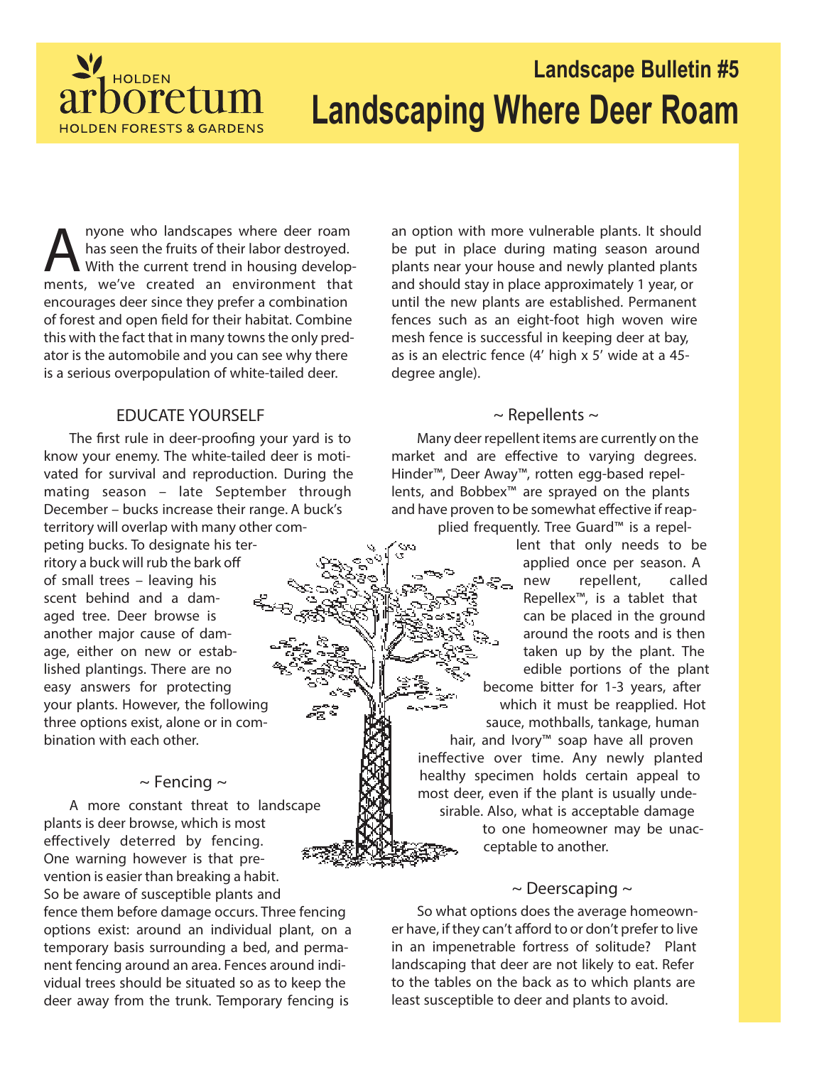HOLDEN arboretum HOLDEN FORESTS & GARDENS

## Landscape Bulletin #5

# Landscaping Where Deer Roam

Anyone who landscapes where deer roam has seen the fruits of their labor destroyed. With the current trend in housing developments, we've created an environment that encourages deer since they prefer a combination of forest and open field for their habitat. Combine this with the fact that in many towns the only predator is the automobile and you can see why there is a serious overpopulation of white-tailed deer.

### EDUCATE YOURSELF

The first rule in deer-proofing your yard is to know your enemy. The white-tailed deer is motivated for survival and reproduction. During the mating season – late September through December – bucks increase their range. A buck's territory will overlap with many other competing bucks. To designate his territory a buck will rub the bark off of small trees – leaving his scent behind and a damaged tree. Deer browse is another major cause of damage, either on new or established plantings. There are no easy answers for protecting your plants. However, the following three options exist, alone or in combination with each other.

### ~ Fencing ~

A more constant threat to landscape plants is deer browse, which is most effectively deterred by fencing. One warning however is that prevention is easier than breaking a habit. So be aware of susceptible plants and fence them before damage occurs. Three fencing options exist: around an individual plant, on a temporary basis surrounding a bed, and permanent fencing around an area. Fences around individual trees should be situated so as to keep the deer away from the trunk. Temporary fencing is an option with more vulnerable plants. It should be put in place during mating season around plants near your house and newly planted plants and should stay in place approximately 1 year, or until the new plants are established. Permanent fences such as an eight-foot high woven wire mesh fence is successful in keeping deer at bay, as is an electric fence (4' high x 5' wide at a 45-degree angle).

### ~ Repellents ~

Many deer repellent items are currently on the market and are effective to varying degrees. Hinder™, Deer Away™, rotten egg-based repellents, and Bobbex™ are sprayed on the plants and have proven to be somewhat effective if reapplied frequently. Tree Guard™ is a repellent that only needs to be applied once per season. A new repellent, called Repellex™, is a tablet that can be placed in the ground around the roots and is then taken up by the plant. The edible portions of the plant become bitter for 1-3 years, after which it must be reapplied. Hot sauce, mothballs, tankage, human hair, and Ivory™ soap have all proven ineffective over time. Any newly planted healthy specimen holds certain appeal to most deer, even if the plant is usually undesirable. Also, what is acceptable damage to one homeowner may be unacceptable to another.

### ~ Deerscaping ~

So what options does the average homeowner have, if they can't afford to or don't prefer to live in an impenetrable fortress of solitude? Plant landscaping that deer are not likely to eat. Refer to the tables on the back as to which plants are least susceptible to deer and plants to avoid.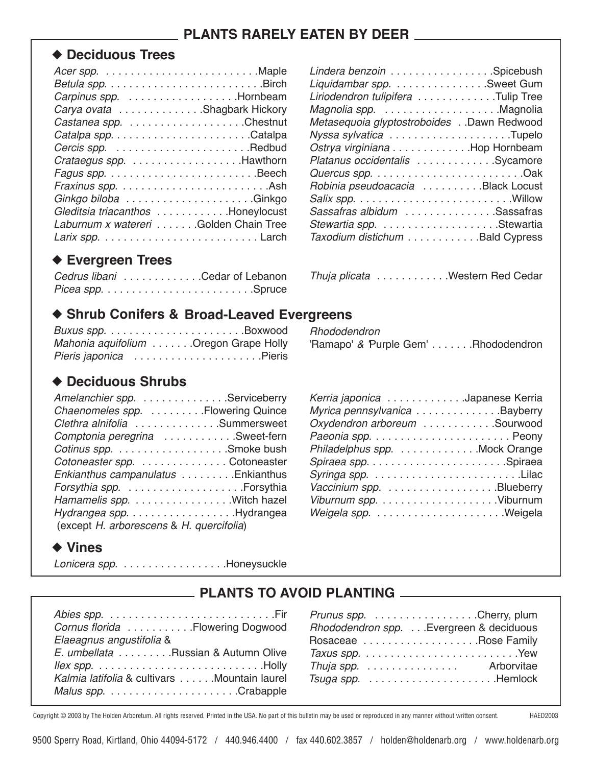## PLANTS RARELY EATEN BY DEER

### ◆ Deciduous Trees

*Acer spp.* . . . . . . . . . . . . . . . . . . . . . . . . .Maple
*Betula spp.* . . . . . . . . . . . . . . . . . . . . . . . . .Birch
*Carpinus spp.* . . . . . . . . . . . . . . . . . .Hornbeam
*Carya ovata* . . . . . . . . . . . . . .Shagbark Hickory
*Castanea spp.* . . . . . . . . . . . . . . . . . . .Chestnut
*Catalpa spp.* . . . . . . . . . . . . . . . . . . . . . . .Catalpa
*Cercis spp.* . . . . . . . . . . . . . . . . . . . . . . .Redbud
*Crataegus spp.* . . . . . . . . . . . . . . . . . .Hawthorn
*Fagus spp.* . . . . . . . . . . . . . . . . . . . . . . . . .Beech
*Fraxinus spp.* . . . . . . . . . . . . . . . . . . . . . . . . .Ash
*Ginkgo biloba* . . . . . . . . . . . . . . . . . . . . .Ginkgo
*Gleditsia triacanthos* . . . . . . . . . . . .Honeylocust
*Laburnum x watereri* . . . . . . .Golden Chain Tree
*Larix spp.* . . . . . . . . . . . . . . . . . . . . . . . . . Larch
*Lindera benzoin* . . . . . . . . . . . . . . . . . .Spicebush
*Liquidambar spp.* . . . . . . . . . . . . . . . .Sweet Gum
*Liriodendron tulipifera* . . . . . . . . . . . . .Tulip Tree
*Magnolia spp.* . . . . . . . . . . . . . . . . . . . .Magnolia
*Metasequoia glyptostroboides* . .Dawn Redwood
*Nyssa sylvatica* . . . . . . . . . . . . . . . . . . . .Tupelo
*Ostrya virginiana* . . . . . . . . . . . . .Hop Hornbeam
*Platanus occidentalis* . . . . . . . . . . . . .Sycamore
*Quercus spp.* . . . . . . . . . . . . . . . . . . . . . . . . .Oak
*Robinia pseudoacacia* . . . . . . . . . .Black Locust
*Salix spp.* . . . . . . . . . . . . . . . . . . . . . . . . . .Willow
*Sassafras albidum* . . . . . . . . . . . . . . .Sassafras
*Stewartia spp.* . . . . . . . . . . . . . . . . . . . .Stewartia
*Taxodium distichum* . . . . . . . . . . . .Bald Cypress

### ◆ Evergreen Trees

*Cedrus libani* . . . . . . . . . . . . .Cedar of Lebanon
*Picea spp.* . . . . . . . . . . . . . . . . . . . . . . . . .Spruce
*Thuja plicata* . . . . . . . . . . . .Western Red Cedar

### ◆ Shrub Conifers & Broad-Leaved Evergreens

*Buxus spp.* . . . . . . . . . . . . . . . . . . . . . .Boxwood
*Mahonia aquifolium* . . . . . . .Oregon Grape Holly
*Pieris japonica* . . . . . . . . . . . . . . . . . . . . .Pieris
*Rhododendron*
'Ramapo' *&* 'Purple Gem' . . . . . . .Rhododendron

### ◆ Deciduous Shrubs

*Amelanchier spp.* . . . . . . . . . . . . . .Serviceberry
*Chaenomeles spp.* . . . . . . . . .Flowering Quince
*Clethra alnifolia* . . . . . . . . . . . . . .Summersweet
*Comptonia peregrina* . . . . . . . . . . . .Sweet-fern
*Cotinus spp.* . . . . . . . . . . . . . . . . . . .Smoke bush
*Cotoneaster spp.* . . . . . . . . . . . . . . . Cotoneaster
*Enkianthus campanulatus* . . . . . . . . .Enkianthus
*Forsythia spp.* . . . . . . . . . . . . . . . . . . . .Forsythia
*Hamamelis spp.* . . . . . . . . . . . . . . . . .Witch hazel
*Hydrangea spp.* . . . . . . . . . . . . . . . . . .Hydrangea
(except *H. arborescens* & *H. quercifolia*)
*Kerria japonica* . . . . . . . . . . . . .Japanese Kerria
*Myrica pennsylvanica* . . . . . . . . . . . . . .Bayberry
*Oxydendron arboreum* . . . . . . . . . . . .Sourwood
*Paeonia spp.* . . . . . . . . . . . . . . . . . . . . . . . Peony
*Philadelphus spp.* . . . . . . . . . . . . .Mock Orange
*Spiraea spp.* . . . . . . . . . . . . . . . . . . . . . . .Spiraea
*Syringa spp.* . . . . . . . . . . . . . . . . . . . . . . . . .Lilac
*Vaccinium spp.* . . . . . . . . . . . . . . . . . . .Blueberry
*Viburnum spp.* . . . . . . . . . . . . . . . . . . . .Viburnum
*Weigela spp.* . . . . . . . . . . . . . . . . . . . . . .Weigela

### ◆ Vines

*Lonicera spp.* . . . . . . . . . . . . . . . . .Honeysuckle

## PLANTS TO AVOID PLANTING

*Abies spp.* . . . . . . . . . . . . . . . . . . . . . . . . . . . .Fir
*Cornus florida* . . . . . . . . . . .Flowering Dogwood
*Elaeagnus angustifolia* &
*E. umbellata* . . . . . . . . .Russian & Autumn Olive
*Ilex spp.* . . . . . . . . . . . . . . . . . . . . . . . . . . . .Holly
*Kalmia latifolia* & cultivars . . . . . .Mountain laurel
*Malus spp.* . . . . . . . . . . . . . . . . . . . . .Crabapple
*Prunus spp.* . . . . . . . . . . . . . . . . .Cherry, plum
*Rhododendron spp.* . . .Evergreen & deciduous
Rosaceae . . . . . . . . . . . . . . . . . . .Rose Family
*Taxus spp.* . . . . . . . . . . . . . . . . . . . . . . . . .Yew
*Thuja spp.* . . . . . . . . . . . . . . . Arborvitae
*Tsuga spp.* . . . . . . . . . . . . . . . . . . . . .Hemlock

Copyright © 2003 by The Holden Arboretum. All rights reserved. Printed in the USA. No part of this bulletin may be used or reproduced in any manner without written consent. HAED2003

9500 Sperry Road, Kirtland, Ohio 44094-5172 / 440.946.4400 / fax 440.602.3857 / holden@holdenarb.org / www.holdenarb.org